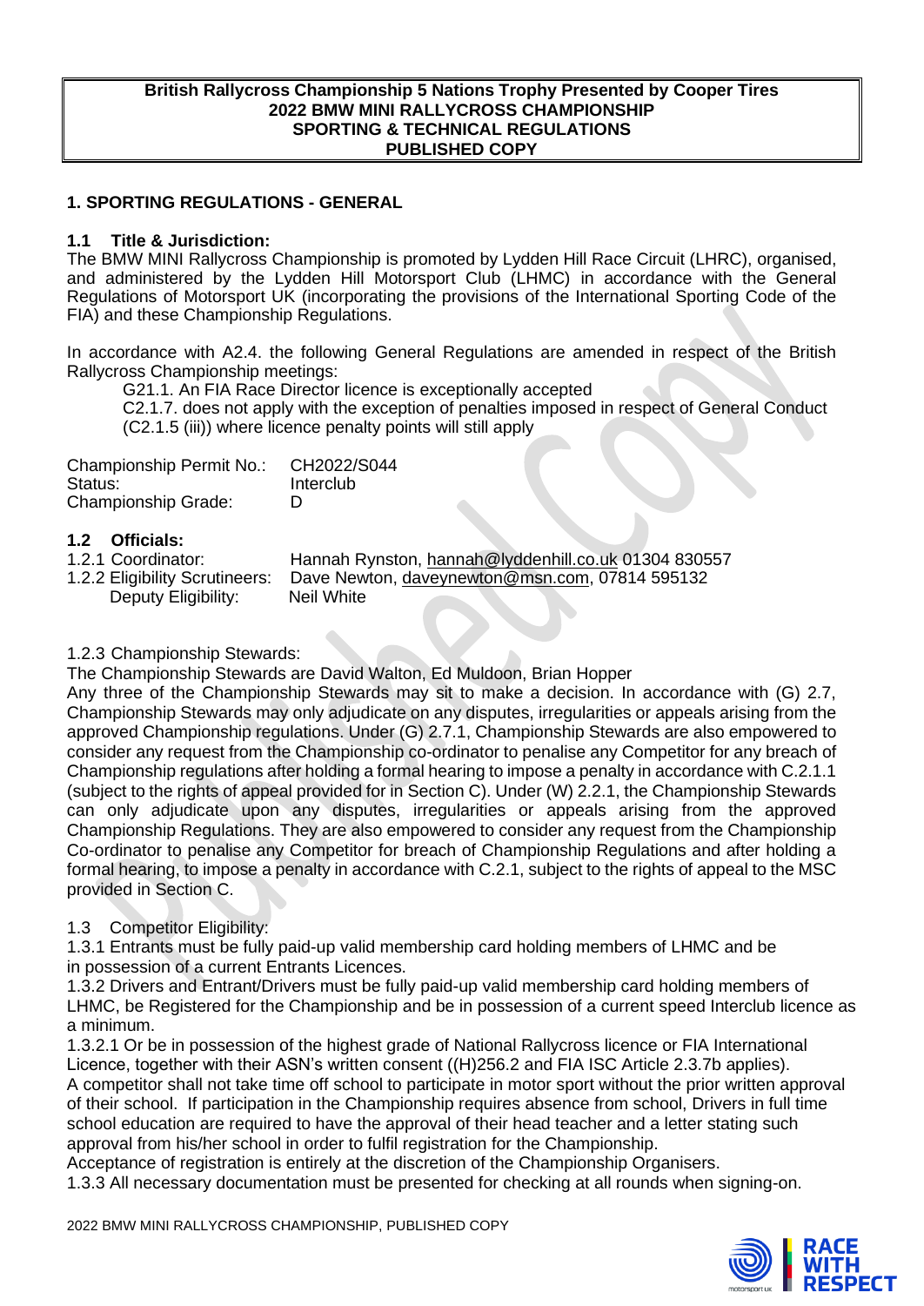**British Rallycross Championship 5 Nations Trophy Presented by Cooper Tires**
**2022 BMW MINI RALLYCROSS CHAMPIONSHIP**
**SPORTING & TECHNICAL REGULATIONS**
**PUBLISHED COPY**

## 1. SPORTING REGULATIONS - GENERAL

### 1.1 Title & Jurisdiction:

The BMW MINI Rallycross Championship is promoted by Lydden Hill Race Circuit (LHRC), organised, and administered by the Lydden Hill Motorsport Club (LHMC) in accordance with the General Regulations of Motorsport UK (incorporating the provisions of the International Sporting Code of the FIA) and these Championship Regulations.

In accordance with A2.4. the following General Regulations are amended in respect of the British Rallycross Championship meetings:

G21.1. An FIA Race Director licence is exceptionally accepted

C2.1.7. does not apply with the exception of penalties imposed in respect of General Conduct (C2.1.5 (iii)) where licence penalty points will still apply

| | |
|---|---|
| Championship Permit No.: | CH2022/S044 |
| Status: | Interclub |
| Championship Grade: | D |

### 1.2 Officials:

| | |
|---|---|
| 1.2.1 Coordinator: | Hannah Rynston, hannah@lyddenhill.co.uk 01304 830557 |
| 1.2.2 Eligibility Scrutineers: | Dave Newton, daveynewton@msn.com, 07814 595132 |
| Deputy Eligibility: | Neil White |

1.2.3 Championship Stewards:

The Championship Stewards are David Walton, Ed Muldoon, Brian Hopper

Any three of the Championship Stewards may sit to make a decision. In accordance with (G) 2.7, Championship Stewards may only adjudicate on any disputes, irregularities or appeals arising from the approved Championship regulations. Under (G) 2.7.1, Championship Stewards are also empowered to consider any request from the Championship co-ordinator to penalise any Competitor for any breach of Championship regulations after holding a formal hearing to impose a penalty in accordance with C.2.1.1 (subject to the rights of appeal provided for in Section C). Under (W) 2.2.1, the Championship Stewards can only adjudicate upon any disputes, irregularities or appeals arising from the approved Championship Regulations. They are also empowered to consider any request from the Championship Co-ordinator to penalise any Competitor for breach of Championship Regulations and after holding a formal hearing, to impose a penalty in accordance with C.2.1, subject to the rights of appeal to the MSC provided in Section C.

1.3 Competitor Eligibility:

1.3.1 Entrants must be fully paid-up valid membership card holding members of LHMC and be in possession of a current Entrants Licences.

1.3.2 Drivers and Entrant/Drivers must be fully paid-up valid membership card holding members of LHMC, be Registered for the Championship and be in possession of a current speed Interclub licence as a minimum.

1.3.2.1 Or be in possession of the highest grade of National Rallycross licence or FIA International Licence, together with their ASN's written consent ((H)256.2 and FIA ISC Article 2.3.7b applies).

A competitor shall not take time off school to participate in motor sport without the prior written approval of their school. If participation in the Championship requires absence from school, Drivers in full time school education are required to have the approval of their head teacher and a letter stating such approval from his/her school in order to fulfil registration for the Championship.

Acceptance of registration is entirely at the discretion of the Championship Organisers.

1.3.3 All necessary documentation must be presented for checking at all rounds when signing-on.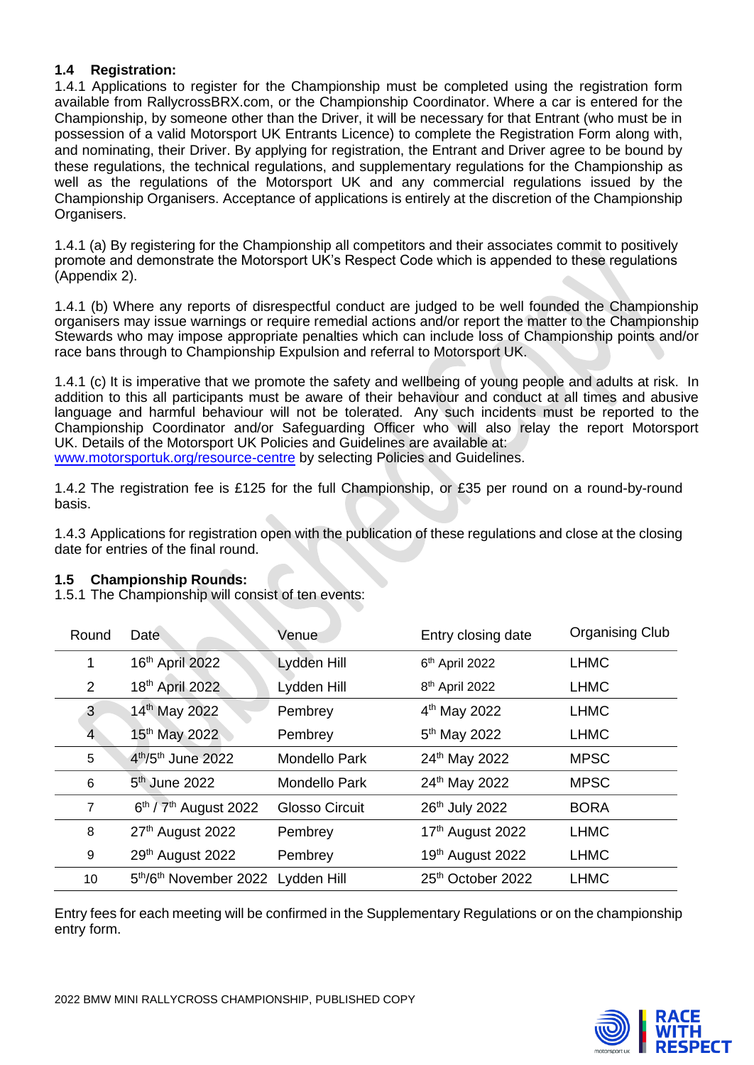### 1.4 Registration:

1.4.1 Applications to register for the Championship must be completed using the registration form available from RallycrossBRX.com, or the Championship Coordinator. Where a car is entered for the Championship, by someone other than the Driver, it will be necessary for that Entrant (who must be in possession of a valid Motorsport UK Entrants Licence) to complete the Registration Form along with, and nominating, their Driver. By applying for registration, the Entrant and Driver agree to be bound by these regulations, the technical regulations, and supplementary regulations for the Championship as well as the regulations of the Motorsport UK and any commercial regulations issued by the Championship Organisers. Acceptance of applications is entirely at the discretion of the Championship Organisers.

1.4.1 (a) By registering for the Championship all competitors and their associates commit to positively promote and demonstrate the Motorsport UK's Respect Code which is appended to these regulations (Appendix 2).

1.4.1 (b) Where any reports of disrespectful conduct are judged to be well founded the Championship organisers may issue warnings or require remedial actions and/or report the matter to the Championship Stewards who may impose appropriate penalties which can include loss of Championship points and/or race bans through to Championship Expulsion and referral to Motorsport UK.

1.4.1 (c) It is imperative that we promote the safety and wellbeing of young people and adults at risk. In addition to this all participants must be aware of their behaviour and conduct at all times and abusive language and harmful behaviour will not be tolerated. Any such incidents must be reported to the Championship Coordinator and/or Safeguarding Officer who will also relay the report Motorsport UK. Details of the Motorsport UK Policies and Guidelines are available at: www.motorsportuk.org/resource-centre by selecting Policies and Guidelines.

1.4.2 The registration fee is £125 for the full Championship, or £35 per round on a round-by-round basis.

1.4.3 Applications for registration open with the publication of these regulations and close at the closing date for entries of the final round.

### 1.5 Championship Rounds:

1.5.1 The Championship will consist of ten events:

| Round | Date | Venue | Entry closing date | Organising Club |
|---|---|---|---|---|
| 1 | 16th April 2022 | Lydden Hill | 6th April 2022 | LHMC |
| 2 | 18th April 2022 | Lydden Hill | 8th April 2022 | LHMC |
| 3 | 14th May 2022 | Pembrey | 4th May 2022 | LHMC |
| 4 | 15th May 2022 | Pembrey | 5th May 2022 | LHMC |
| 5 | 4th/5th June 2022 | Mondello Park | 24th May 2022 | MPSC |
| 6 | 5th June 2022 | Mondello Park | 24th May 2022 | MPSC |
| 7 | 6th / 7th August 2022 | Glosso Circuit | 26th July 2022 | BORA |
| 8 | 27th August 2022 | Pembrey | 17th August 2022 | LHMC |
| 9 | 29th August 2022 | Pembrey | 19th August 2022 | LHMC |
| 10 | 5th/6th November 2022 | Lydden Hill | 25th October 2022 | LHMC |

Entry fees for each meeting will be confirmed in the Supplementary Regulations or on the championship entry form.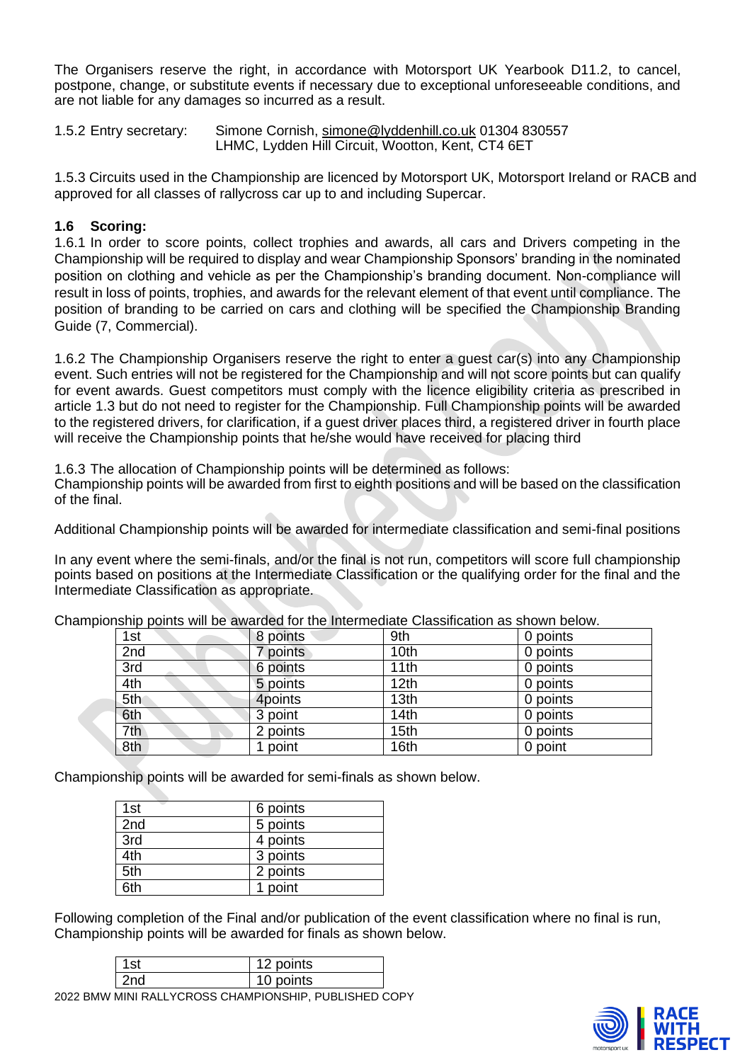The Organisers reserve the right, in accordance with Motorsport UK Yearbook D11.2, to cancel, postpone, change, or substitute events if necessary due to exceptional unforeseeable conditions, and are not liable for any damages so incurred as a result.

1.5.2 Entry secretary: Simone Cornish, simone@lyddenhill.co.uk 01304 830557
LHMC, Lydden Hill Circuit, Wootton, Kent, CT4 6ET

1.5.3 Circuits used in the Championship are licenced by Motorsport UK, Motorsport Ireland or RACB and approved for all classes of rallycross car up to and including Supercar.

### 1.6 Scoring:

1.6.1 In order to score points, collect trophies and awards, all cars and Drivers competing in the Championship will be required to display and wear Championship Sponsors' branding in the nominated position on clothing and vehicle as per the Championship's branding document. Non-compliance will result in loss of points, trophies, and awards for the relevant element of that event until compliance. The position of branding to be carried on cars and clothing will be specified the Championship Branding Guide (7, Commercial).

1.6.2 The Championship Organisers reserve the right to enter a guest car(s) into any Championship event. Such entries will not be registered for the Championship and will not score points but can qualify for event awards. Guest competitors must comply with the licence eligibility criteria as prescribed in article 1.3 but do not need to register for the Championship. Full Championship points will be awarded to the registered drivers, for clarification, if a guest driver places third, a registered driver in fourth place will receive the Championship points that he/she would have received for placing third

1.6.3 The allocation of Championship points will be determined as follows:
Championship points will be awarded from first to eighth positions and will be based on the classification of the final.

Additional Championship points will be awarded for intermediate classification and semi-final positions

In any event where the semi-finals, and/or the final is not run, competitors will score full championship points based on positions at the Intermediate Classification or the qualifying order for the final and the Intermediate Classification as appropriate.

Championship points will be awarded for the Intermediate Classification as shown below.

| 1st | 8 points | 9th | 0 points |
|---|---|---|---|
| 2nd | 7 points | 10th | 0 points |
| 3rd | 6 points | 11th | 0 points |
| 4th | 5 points | 12th | 0 points |
| 5th | 4points | 13th | 0 points |
| 6th | 3 point | 14th | 0 points |
| 7th | 2 points | 15th | 0 points |
| 8th | 1 point | 16th | 0 point |

Championship points will be awarded for semi-finals as shown below.

| 1st | 6 points |
|---|---|
| 2nd | 5 points |
| 3rd | 4 points |
| 4th | 3 points |
| 5th | 2 points |
| 6th | 1 point |

Following completion of the Final and/or publication of the event classification where no final is run, Championship points will be awarded for finals as shown below.

| 1st | 12 points |
|---|---|
| 2nd | 10 points |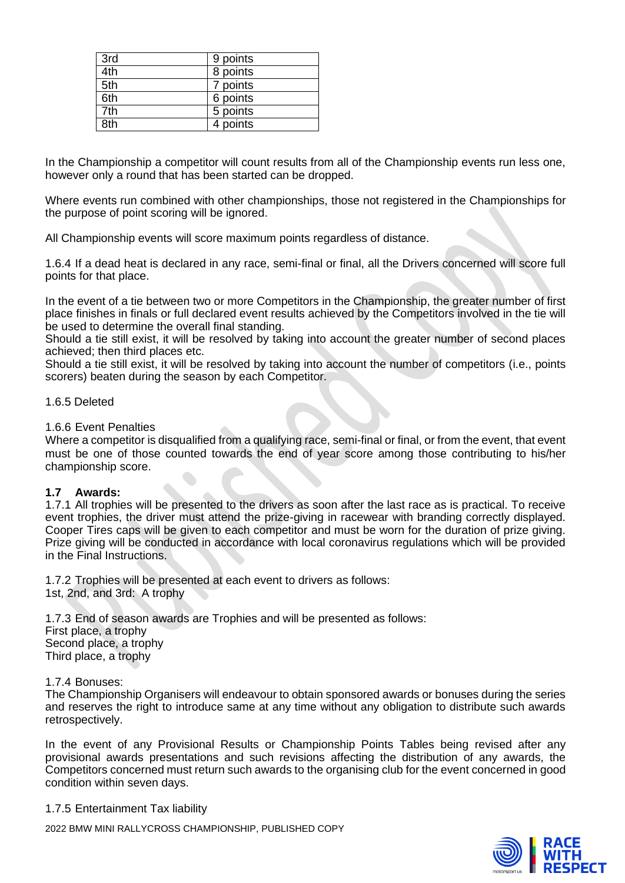| 3rd | 9 points |
|---|---|
| 4th | 8 points |
| 5th | 7 points |
| 6th | 6 points |
| 7th | 5 points |
| 8th | 4 points |

In the Championship a competitor will count results from all of the Championship events run less one, however only a round that has been started can be dropped.

Where events run combined with other championships, those not registered in the Championships for the purpose of point scoring will be ignored.

All Championship events will score maximum points regardless of distance.

1.6.4 If a dead heat is declared in any race, semi-final or final, all the Drivers concerned will score full points for that place.

In the event of a tie between two or more Competitors in the Championship, the greater number of first place finishes in finals or full declared event results achieved by the Competitors involved in the tie will be used to determine the overall final standing.
Should a tie still exist, it will be resolved by taking into account the greater number of second places achieved; then third places etc.
Should a tie still exist, it will be resolved by taking into account the number of competitors (i.e., points scorers) beaten during the season by each Competitor.

1.6.5 Deleted

1.6.6 Event Penalties
Where a competitor is disqualified from a qualifying race, semi-final or final, or from the event, that event must be one of those counted towards the end of year score among those contributing to his/her championship score.

**1.7 Awards:**
1.7.1 All trophies will be presented to the drivers as soon after the last race as is practical. To receive event trophies, the driver must attend the prize-giving in racewear with branding correctly displayed. Cooper Tires caps will be given to each competitor and must be worn for the duration of prize giving. Prize giving will be conducted in accordance with local coronavirus regulations which will be provided in the Final Instructions.

1.7.2 Trophies will be presented at each event to drivers as follows:
1st, 2nd, and 3rd: A trophy

1.7.3 End of season awards are Trophies and will be presented as follows:
First place, a trophy
Second place, a trophy
Third place, a trophy

1.7.4 Bonuses:
The Championship Organisers will endeavour to obtain sponsored awards or bonuses during the series and reserves the right to introduce same at any time without any obligation to distribute such awards retrospectively.

In the event of any Provisional Results or Championship Points Tables being revised after any provisional awards presentations and such revisions affecting the distribution of any awards, the Competitors concerned must return such awards to the organising club for the event concerned in good condition within seven days.

1.7.5 Entertainment Tax liability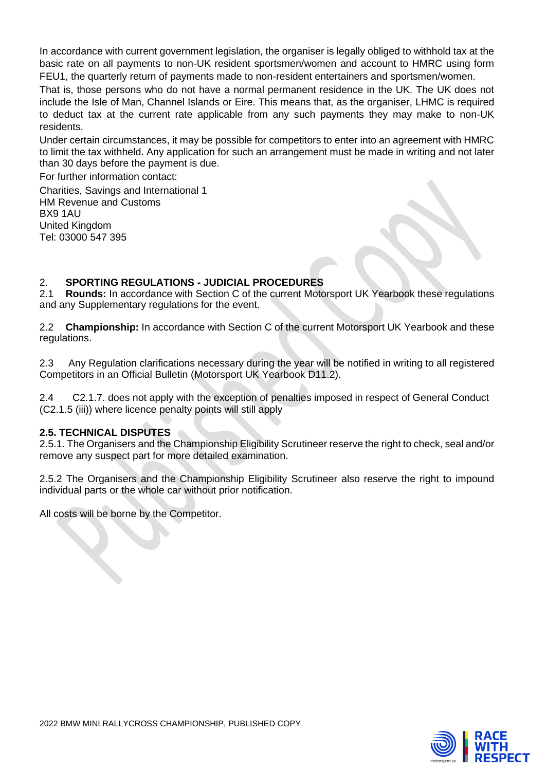In accordance with current government legislation, the organiser is legally obliged to withhold tax at the basic rate on all payments to non-UK resident sportsmen/women and account to HMRC using form FEU1, the quarterly return of payments made to non-resident entertainers and sportsmen/women.

That is, those persons who do not have a normal permanent residence in the UK. The UK does not include the Isle of Man, Channel Islands or Eire. This means that, as the organiser, LHMC is required to deduct tax at the current rate applicable from any such payments they may make to non-UK residents.

Under certain circumstances, it may be possible for competitors to enter into an agreement with HMRC to limit the tax withheld. Any application for such an arrangement must be made in writing and not later than 30 days before the payment is due.

For further information contact:

Charities, Savings and International 1
HM Revenue and Customs
BX9 1AU
United Kingdom
Tel: 03000 547 395

## 2. SPORTING REGULATIONS - JUDICIAL PROCEDURES

2.1 **Rounds:** In accordance with Section C of the current Motorsport UK Yearbook these regulations and any Supplementary regulations for the event.

2.2 **Championship:** In accordance with Section C of the current Motorsport UK Yearbook and these regulations.

2.3 Any Regulation clarifications necessary during the year will be notified in writing to all registered Competitors in an Official Bulletin (Motorsport UK Yearbook D11.2).

2.4 C2.1.7. does not apply with the exception of penalties imposed in respect of General Conduct (C2.1.5 (iii)) where licence penalty points will still apply

### 2.5. TECHNICAL DISPUTES

2.5.1. The Organisers and the Championship Eligibility Scrutineer reserve the right to check, seal and/or remove any suspect part for more detailed examination.

2.5.2 The Organisers and the Championship Eligibility Scrutineer also reserve the right to impound individual parts or the whole car without prior notification.

All costs will be borne by the Competitor.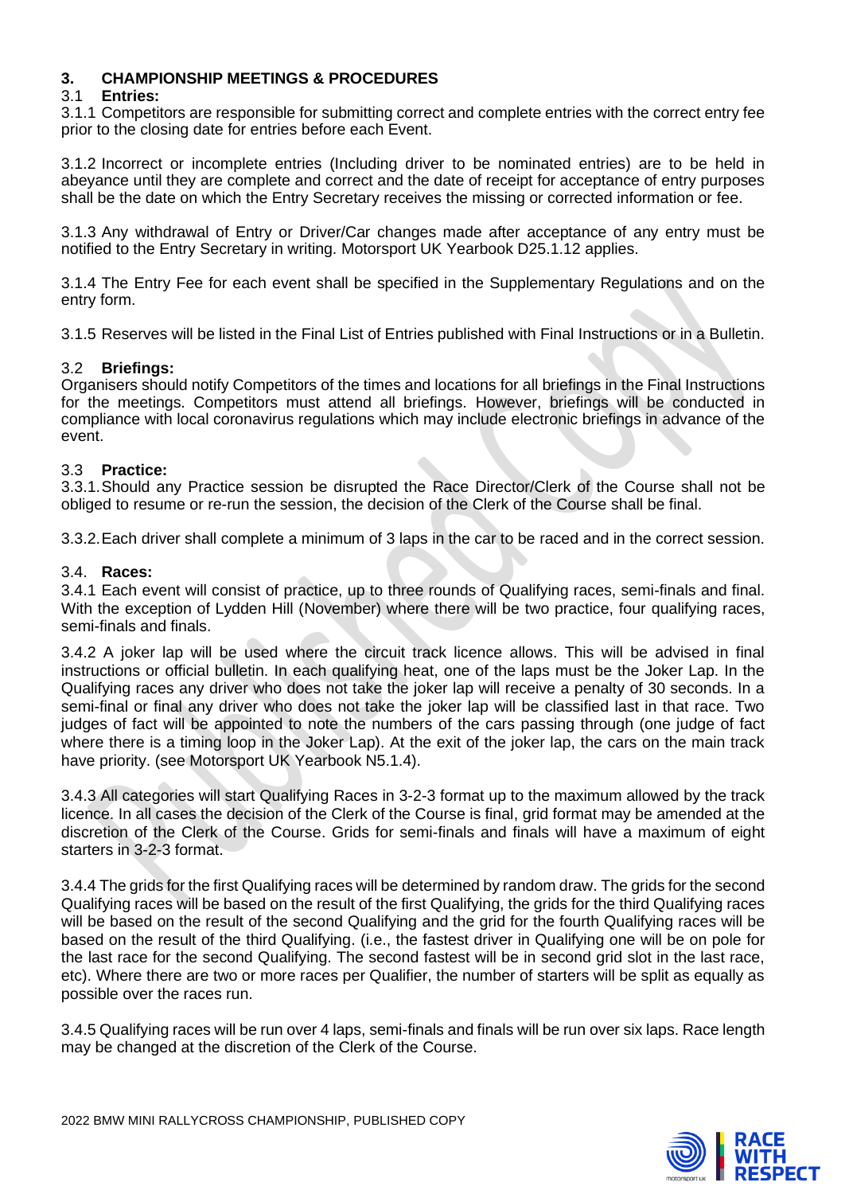## 3. CHAMPIONSHIP MEETINGS & PROCEDURES

### 3.1 Entries:

3.1.1 Competitors are responsible for submitting correct and complete entries with the correct entry fee prior to the closing date for entries before each Event.

3.1.2 Incorrect or incomplete entries (Including driver to be nominated entries) are to be held in abeyance until they are complete and correct and the date of receipt for acceptance of entry purposes shall be the date on which the Entry Secretary receives the missing or corrected information or fee.

3.1.3 Any withdrawal of Entry or Driver/Car changes made after acceptance of any entry must be notified to the Entry Secretary in writing. Motorsport UK Yearbook D25.1.12 applies.

3.1.4 The Entry Fee for each event shall be specified in the Supplementary Regulations and on the entry form.

3.1.5 Reserves will be listed in the Final List of Entries published with Final Instructions or in a Bulletin.

### 3.2 Briefings:

Organisers should notify Competitors of the times and locations for all briefings in the Final Instructions for the meetings. Competitors must attend all briefings. However, briefings will be conducted in compliance with local coronavirus regulations which may include electronic briefings in advance of the event.

### 3.3 Practice:

3.3.1. Should any Practice session be disrupted the Race Director/Clerk of the Course shall not be obliged to resume or re-run the session, the decision of the Clerk of the Course shall be final.

3.3.2. Each driver shall complete a minimum of 3 laps in the car to be raced and in the correct session.

### 3.4. Races:

3.4.1 Each event will consist of practice, up to three rounds of Qualifying races, semi-finals and final. With the exception of Lydden Hill (November) where there will be two practice, four qualifying races, semi-finals and finals.

3.4.2 A joker lap will be used where the circuit track licence allows. This will be advised in final instructions or official bulletin. In each qualifying heat, one of the laps must be the Joker Lap. In the Qualifying races any driver who does not take the joker lap will receive a penalty of 30 seconds. In a semi-final or final any driver who does not take the joker lap will be classified last in that race. Two judges of fact will be appointed to note the numbers of the cars passing through (one judge of fact where there is a timing loop in the Joker Lap). At the exit of the joker lap, the cars on the main track have priority. (see Motorsport UK Yearbook N5.1.4).

3.4.3 All categories will start Qualifying Races in 3-2-3 format up to the maximum allowed by the track licence. In all cases the decision of the Clerk of the Course is final, grid format may be amended at the discretion of the Clerk of the Course. Grids for semi-finals and finals will have a maximum of eight starters in 3-2-3 format.

3.4.4 The grids for the first Qualifying races will be determined by random draw. The grids for the second Qualifying races will be based on the result of the first Qualifying, the grids for the third Qualifying races will be based on the result of the second Qualifying and the grid for the fourth Qualifying races will be based on the result of the third Qualifying. (i.e., the fastest driver in Qualifying one will be on pole for the last race for the second Qualifying. The second fastest will be in second grid slot in the last race, etc). Where there are two or more races per Qualifier, the number of starters will be split as equally as possible over the races run.

3.4.5 Qualifying races will be run over 4 laps, semi-finals and finals will be run over six laps. Race length may be changed at the discretion of the Clerk of the Course.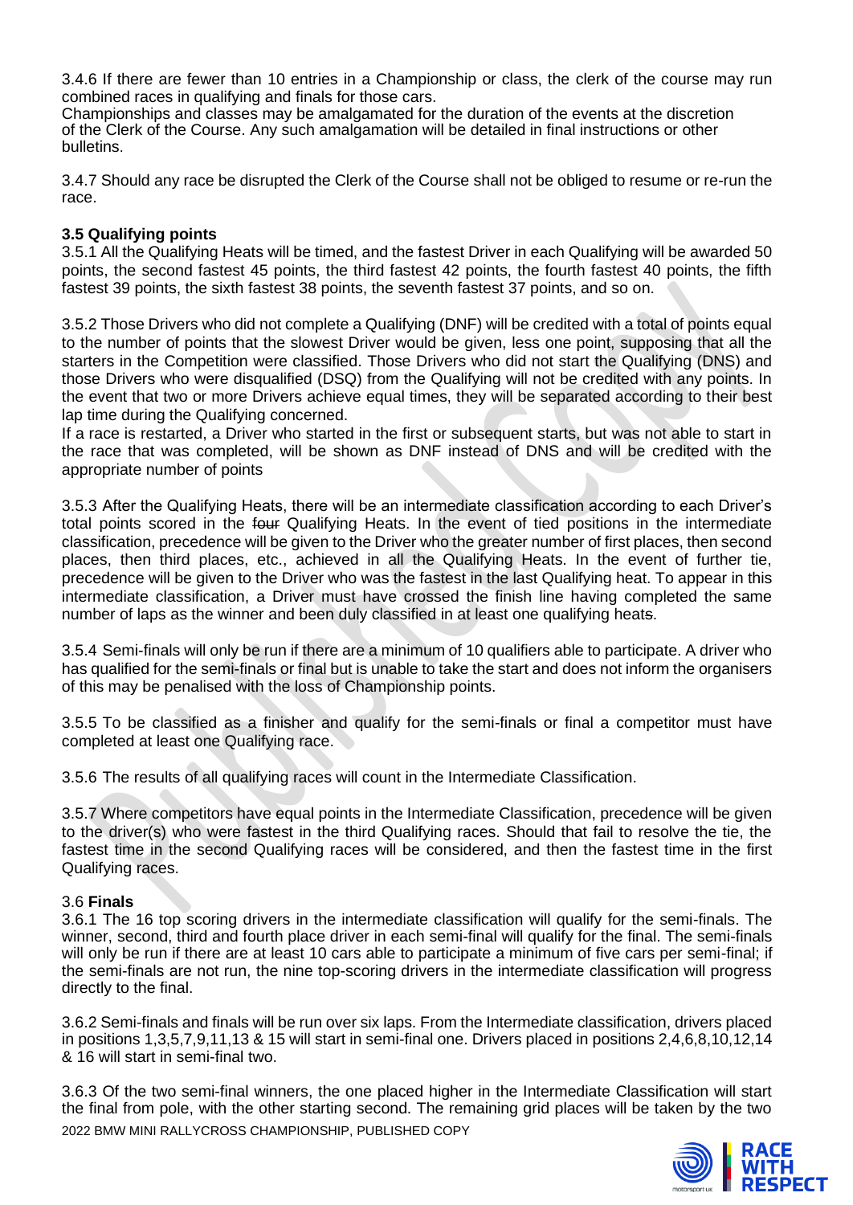3.4.6 If there are fewer than 10 entries in a Championship or class, the clerk of the course may run combined races in qualifying and finals for those cars.
Championships and classes may be amalgamated for the duration of the events at the discretion of the Clerk of the Course. Any such amalgamation will be detailed in final instructions or other bulletins.

3.4.7 Should any race be disrupted the Clerk of the Course shall not be obliged to resume or re-run the race.

**3.5 Qualifying points**

3.5.1 All the Qualifying Heats will be timed, and the fastest Driver in each Qualifying will be awarded 50 points, the second fastest 45 points, the third fastest 42 points, the fourth fastest 40 points, the fifth fastest 39 points, the sixth fastest 38 points, the seventh fastest 37 points, and so on.

3.5.2 Those Drivers who did not complete a Qualifying (DNF) will be credited with a total of points equal to the number of points that the slowest Driver would be given, less one point, supposing that all the starters in the Competition were classified. Those Drivers who did not start the Qualifying (DNS) and those Drivers who were disqualified (DSQ) from the Qualifying will not be credited with any points. In the event that two or more Drivers achieve equal times, they will be separated according to their best lap time during the Qualifying concerned.
If a race is restarted, a Driver who started in the first or subsequent starts, but was not able to start in the race that was completed, will be shown as DNF instead of DNS and will be credited with the appropriate number of points

3.5.3 After the Qualifying Heats, there will be an intermediate classification according to each Driver's total points scored in the ~~four~~ Qualifying Heats. In the event of tied positions in the intermediate classification, precedence will be given to the Driver who the greater number of first places, then second places, then third places, etc., achieved in all the Qualifying Heats. In the event of further tie, precedence will be given to the Driver who was the fastest in the last Qualifying heat. To appear in this intermediate classification, a Driver must have crossed the finish line having completed the same number of laps as the winner and been duly classified in at least one qualifying heat~~s~~.

3.5.4 Semi-finals will only be run if there are a minimum of 10 qualifiers able to participate. A driver who has qualified for the semi-finals or final but is unable to take the start and does not inform the organisers of this may be penalised with the loss of Championship points.

3.5.5 To be classified as a finisher and qualify for the semi-finals or final a competitor must have completed at least one Qualifying race.

3.5.6 The results of all qualifying races will count in the Intermediate Classification.

3.5.7 Where competitors have equal points in the Intermediate Classification, precedence will be given to the driver(s) who were fastest in the third Qualifying races. Should that fail to resolve the tie, the fastest time in the second Qualifying races will be considered, and then the fastest time in the first Qualifying races.

3.6 **Finals**

3.6.1 The 16 top scoring drivers in the intermediate classification will qualify for the semi-finals. The winner, second, third and fourth place driver in each semi-final will qualify for the final. The semi-finals will only be run if there are at least 10 cars able to participate a minimum of five cars per semi-final; if the semi-finals are not run, the nine top-scoring drivers in the intermediate classification will progress directly to the final.

3.6.2 Semi-finals and finals will be run over six laps. From the Intermediate classification, drivers placed in positions 1,3,5,7,9,11,13 & 15 will start in semi-final one. Drivers placed in positions 2,4,6,8,10,12,14 & 16 will start in semi-final two.

3.6.3 Of the two semi-final winners, the one placed higher in the Intermediate Classification will start the final from pole, with the other starting second. The remaining grid places will be taken by the two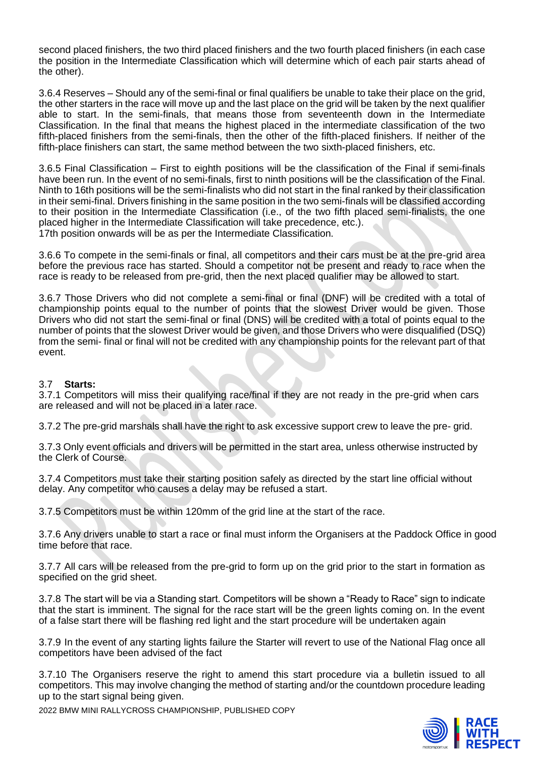second placed finishers, the two third placed finishers and the two fourth placed finishers (in each case the position in the Intermediate Classification which will determine which of each pair starts ahead of the other).

3.6.4 Reserves – Should any of the semi-final or final qualifiers be unable to take their place on the grid, the other starters in the race will move up and the last place on the grid will be taken by the next qualifier able to start. In the semi-finals, that means those from seventeenth down in the Intermediate Classification. In the final that means the highest placed in the intermediate classification of the two fifth-placed finishers from the semi-finals, then the other of the fifth-placed finishers. If neither of the fifth-place finishers can start, the same method between the two sixth-placed finishers, etc.

3.6.5 Final Classification – First to eighth positions will be the classification of the Final if semi-finals have been run. In the event of no semi-finals, first to ninth positions will be the classification of the Final. Ninth to 16th positions will be the semi-finalists who did not start in the final ranked by their classification in their semi-final. Drivers finishing in the same position in the two semi-finals will be classified according to their position in the Intermediate Classification (i.e., of the two fifth placed semi-finalists, the one placed higher in the Intermediate Classification will take precedence, etc.).
17th position onwards will be as per the Intermediate Classification.

3.6.6 To compete in the semi-finals or final, all competitors and their cars must be at the pre-grid area before the previous race has started. Should a competitor not be present and ready to race when the race is ready to be released from pre-grid, then the next placed qualifier may be allowed to start.

3.6.7 Those Drivers who did not complete a semi-final or final (DNF) will be credited with a total of championship points equal to the number of points that the slowest Driver would be given. Those Drivers who did not start the semi-final or final (DNS) will be credited with a total of points equal to the number of points that the slowest Driver would be given, and those Drivers who were disqualified (DSQ) from the semi- final or final will not be credited with any championship points for the relevant part of that event.

### 3.7 Starts:

3.7.1 Competitors will miss their qualifying race/final if they are not ready in the pre-grid when cars are released and will not be placed in a later race.

3.7.2 The pre-grid marshals shall have the right to ask excessive support crew to leave the pre- grid.

3.7.3 Only event officials and drivers will be permitted in the start area, unless otherwise instructed by the Clerk of Course.

3.7.4 Competitors must take their starting position safely as directed by the start line official without delay. Any competitor who causes a delay may be refused a start.

3.7.5 Competitors must be within 120mm of the grid line at the start of the race.

3.7.6 Any drivers unable to start a race or final must inform the Organisers at the Paddock Office in good time before that race.

3.7.7 All cars will be released from the pre-grid to form up on the grid prior to the start in formation as specified on the grid sheet.

3.7.8 The start will be via a Standing start. Competitors will be shown a "Ready to Race" sign to indicate that the start is imminent. The signal for the race start will be the green lights coming on. In the event of a false start there will be flashing red light and the start procedure will be undertaken again

3.7.9 In the event of any starting lights failure the Starter will revert to use of the National Flag once all competitors have been advised of the fact

3.7.10 The Organisers reserve the right to amend this start procedure via a bulletin issued to all competitors. This may involve changing the method of starting and/or the countdown procedure leading up to the start signal being given.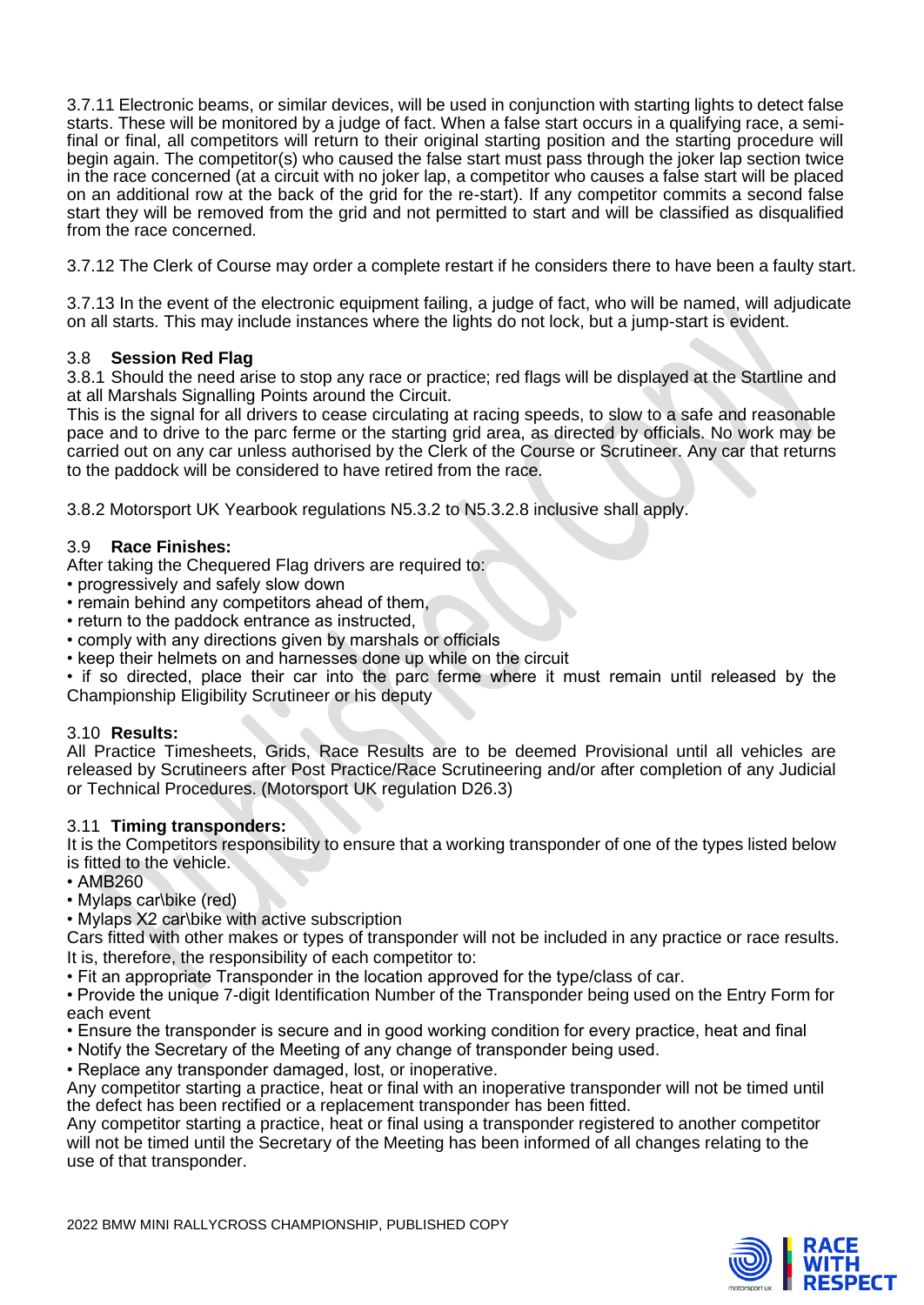3.7.11 Electronic beams, or similar devices, will be used in conjunction with starting lights to detect false starts. These will be monitored by a judge of fact. When a false start occurs in a qualifying race, a semi-final or final, all competitors will return to their original starting position and the starting procedure will begin again. The competitor(s) who caused the false start must pass through the joker lap section twice in the race concerned (at a circuit with no joker lap, a competitor who causes a false start will be placed on an additional row at the back of the grid for the re-start). If any competitor commits a second false start they will be removed from the grid and not permitted to start and will be classified as disqualified from the race concerned.

3.7.12 The Clerk of Course may order a complete restart if he considers there to have been a faulty start.

3.7.13 In the event of the electronic equipment failing, a judge of fact, who will be named, will adjudicate on all starts. This may include instances where the lights do not lock, but a jump-start is evident.

### 3.8 Session Red Flag

3.8.1 Should the need arise to stop any race or practice; red flags will be displayed at the Startline and at all Marshals Signalling Points around the Circuit.
This is the signal for all drivers to cease circulating at racing speeds, to slow to a safe and reasonable pace and to drive to the parc ferme or the starting grid area, as directed by officials. No work may be carried out on any car unless authorised by the Clerk of the Course or Scrutineer. Any car that returns to the paddock will be considered to have retired from the race.

3.8.2 Motorsport UK Yearbook regulations N5.3.2 to N5.3.2.8 inclusive shall apply.

### 3.9 Race Finishes:

After taking the Chequered Flag drivers are required to:

- progressively and safely slow down
- remain behind any competitors ahead of them,
- return to the paddock entrance as instructed,
- comply with any directions given by marshals or officials
- keep their helmets on and harnesses done up while on the circuit
- if so directed, place their car into the parc ferme where it must remain until released by the Championship Eligibility Scrutineer or his deputy

### 3.10 Results:

All Practice Timesheets, Grids, Race Results are to be deemed Provisional until all vehicles are released by Scrutineers after Post Practice/Race Scrutineering and/or after completion of any Judicial or Technical Procedures. (Motorsport UK regulation D26.3)

### 3.11 Timing transponders:

It is the Competitors responsibility to ensure that a working transponder of one of the types listed below is fitted to the vehicle.

- AMB260
- Mylaps car\bike (red)
- Mylaps X2 car\bike with active subscription

Cars fitted with other makes or types of transponder will not be included in any practice or race results.
It is, therefore, the responsibility of each competitor to:

- Fit an appropriate Transponder in the location approved for the type/class of car.
- Provide the unique 7-digit Identification Number of the Transponder being used on the Entry Form for each event
- Ensure the transponder is secure and in good working condition for every practice, heat and final
- Notify the Secretary of the Meeting of any change of transponder being used.
- Replace any transponder damaged, lost, or inoperative.

Any competitor starting a practice, heat or final with an inoperative transponder will not be timed until the defect has been rectified or a replacement transponder has been fitted.
Any competitor starting a practice, heat or final using a transponder registered to another competitor will not be timed until the Secretary of the Meeting has been informed of all changes relating to the use of that transponder.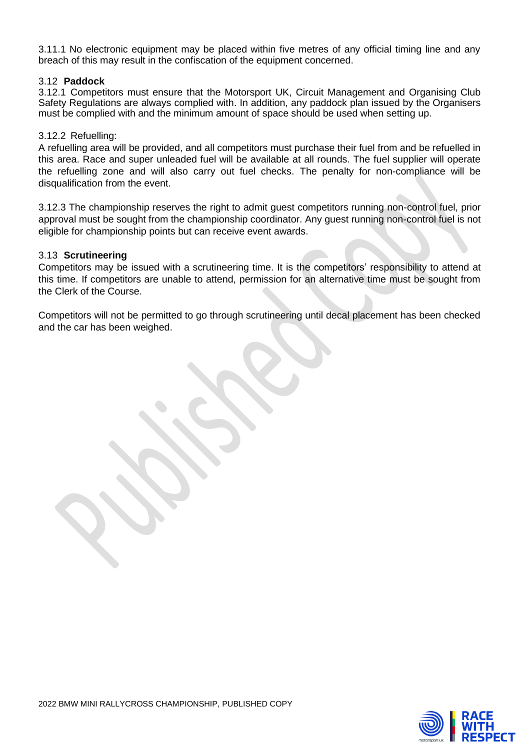3.11.1 No electronic equipment may be placed within five metres of any official timing line and any breach of this may result in the confiscation of the equipment concerned.

### 3.12 **Paddock**

3.12.1 Competitors must ensure that the Motorsport UK, Circuit Management and Organising Club Safety Regulations are always complied with. In addition, any paddock plan issued by the Organisers must be complied with and the minimum amount of space should be used when setting up.

3.12.2 Refuelling:

A refuelling area will be provided, and all competitors must purchase their fuel from and be refuelled in this area. Race and super unleaded fuel will be available at all rounds. The fuel supplier will operate the refuelling zone and will also carry out fuel checks. The penalty for non-compliance will be disqualification from the event.

3.12.3 The championship reserves the right to admit guest competitors running non-control fuel, prior approval must be sought from the championship coordinator. Any guest running non-control fuel is not eligible for championship points but can receive event awards.

### 3.13 **Scrutineering**

Competitors may be issued with a scrutineering time. It is the competitors' responsibility to attend at this time. If competitors are unable to attend, permission for an alternative time must be sought from the Clerk of the Course.

Competitors will not be permitted to go through scrutineering until decal placement has been checked and the car has been weighed.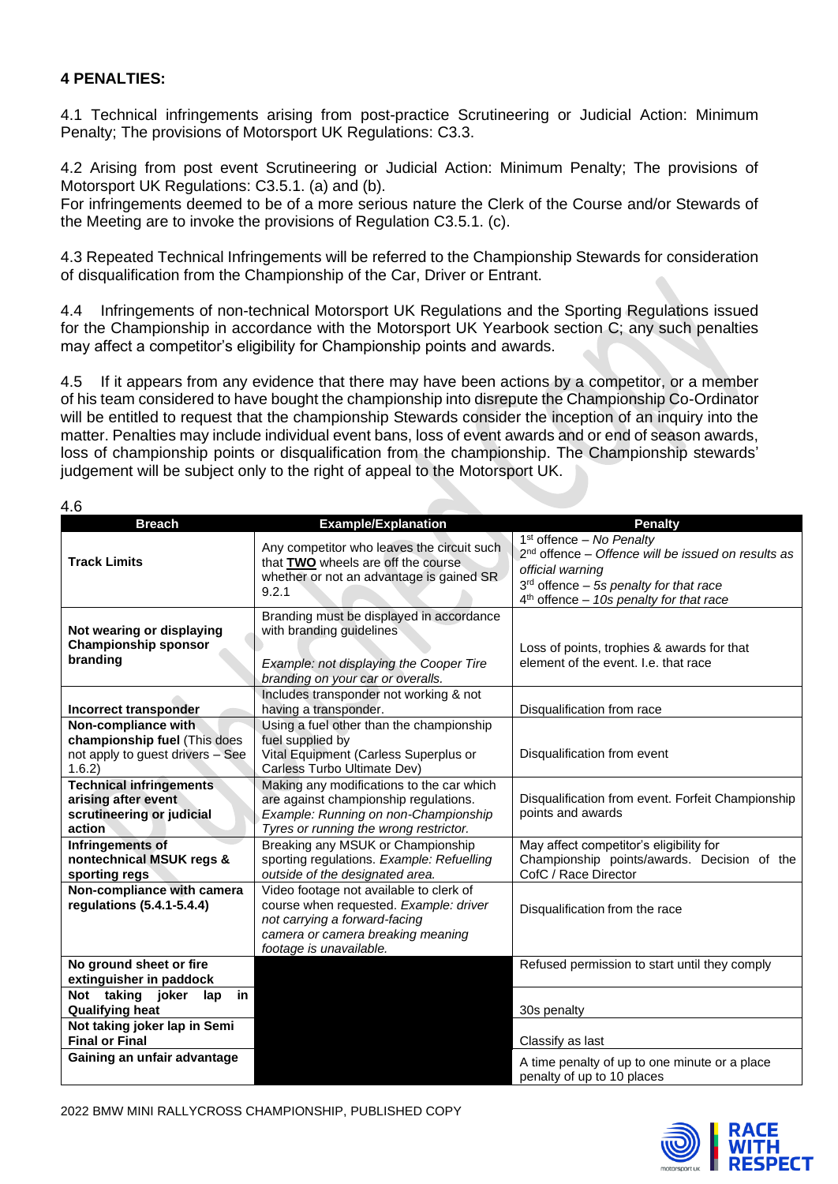**4 PENALTIES:**

4.1 Technical infringements arising from post-practice Scrutineering or Judicial Action: Minimum Penalty; The provisions of Motorsport UK Regulations: C3.3.

4.2 Arising from post event Scrutineering or Judicial Action: Minimum Penalty; The provisions of Motorsport UK Regulations: C3.5.1. (a) and (b).
For infringements deemed to be of a more serious nature the Clerk of the Course and/or Stewards of the Meeting are to invoke the provisions of Regulation C3.5.1. (c).

4.3 Repeated Technical Infringements will be referred to the Championship Stewards for consideration of disqualification from the Championship of the Car, Driver or Entrant.

4.4 Infringements of non-technical Motorsport UK Regulations and the Sporting Regulations issued for the Championship in accordance with the Motorsport UK Yearbook section C; any such penalties may affect a competitor's eligibility for Championship points and awards.

4.5 If it appears from any evidence that there may have been actions by a competitor, or a member of his team considered to have bought the championship into disrepute the Championship Co-Ordinator will be entitled to request that the championship Stewards consider the inception of an inquiry into the matter. Penalties may include individual event bans, loss of event awards and or end of season awards, loss of championship points or disqualification from the championship. The Championship stewards' judgement will be subject only to the right of appeal to the Motorsport UK.

4.6

| Breach | Example/Explanation | Penalty |
|---|---|---|
| **Track Limits** | Any competitor who leaves the circuit such that **TWO** wheels are off the course whether or not an advantage is gained SR 9.2.1 | 1st offence – *No Penalty*<br>2nd offence – *Offence will be issued on results as official warning*<br>3rd offence – *5s penalty for that race*<br>4th offence – *10s penalty for that race* |
| **Not wearing or displaying Championship sponsor branding** | Branding must be displayed in accordance with branding guidelines<br><br>*Example: not displaying the Cooper Tire branding on your car or overalls.* | Loss of points, trophies & awards for that element of the event. I.e. that race |
| **Incorrect transponder** | Includes transponder not working & not having a transponder. | Disqualification from race |
| **Non-compliance with championship fuel** (This does not apply to guest drivers – See 1.6.2) | Using a fuel other than the championship fuel supplied by Vital Equipment (Carless Superplus or Carless Turbo Ultimate Dev) | Disqualification from event |
| **Technical infringements arising after event scrutineering or judicial action** | Making any modifications to the car which are against championship regulations. *Example: Running on non-Championship Tyres or running the wrong restrictor.* | Disqualification from event. Forfeit Championship points and awards |
| **Infringements of nontechnical MSUK regs & sporting regs** | Breaking any MSUK or Championship sporting regulations. *Example: Refuelling outside of the designated area.* | May affect competitor's eligibility for Championship points/awards. Decision of the CofC / Race Director |
| **Non-compliance with camera regulations (5.4.1-5.4.4)** | Video footage not available to clerk of course when requested. *Example: driver not carrying a forward-facing camera or camera breaking meaning footage is unavailable.* | Disqualification from the race |
| **No ground sheet or fire extinguisher in paddock** | | Refused permission to start until they comply |
| **Not taking joker lap in Qualifying heat** | | 30s penalty |
| **Not taking joker lap in Semi Final or Final** | | Classify as last |
| **Gaining an unfair advantage** | | A time penalty of up to one minute or a place penalty of up to 10 places |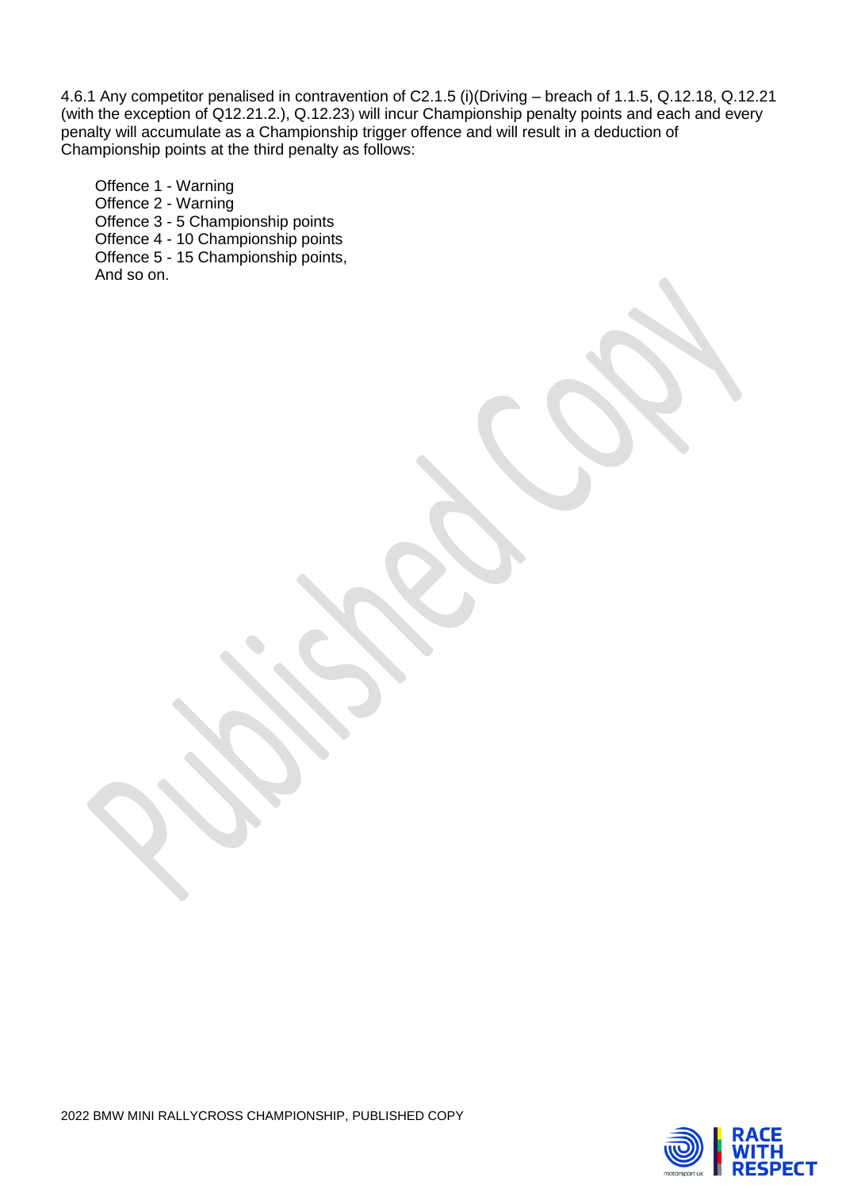4.6.1 Any competitor penalised in contravention of C2.1.5 (i)(Driving – breach of 1.1.5, Q.12.18, Q.12.21 (with the exception of Q12.21.2.), Q.12.23) will incur Championship penalty points and each and every penalty will accumulate as a Championship trigger offence and will result in a deduction of Championship points at the third penalty as follows:

Offence 1 - Warning
Offence 2 - Warning
Offence 3 - 5 Championship points
Offence 4 - 10 Championship points
Offence 5 - 15 Championship points,
And so on.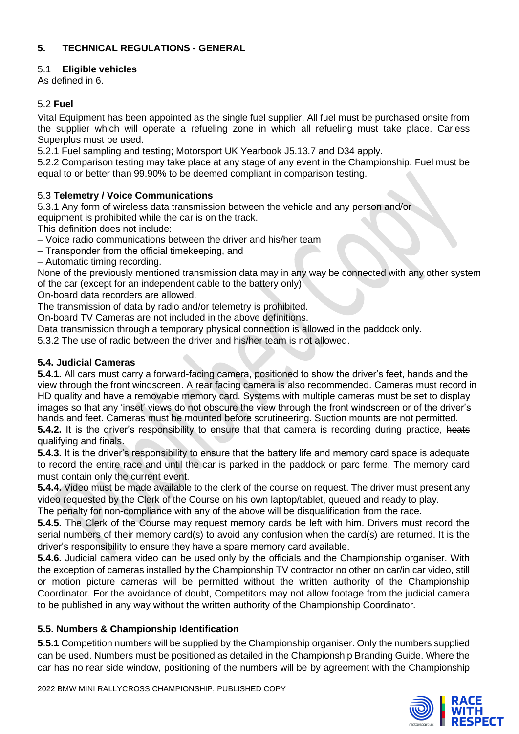## 5. TECHNICAL REGULATIONS - GENERAL

### 5.1 Eligible vehicles

As defined in 6.

### 5.2 Fuel

Vital Equipment has been appointed as the single fuel supplier. All fuel must be purchased onsite from the supplier which will operate a refueling zone in which all refueling must take place. Carless Superplus must be used.

5.2.1 Fuel sampling and testing; Motorsport UK Yearbook J5.13.7 and D34 apply.

5.2.2 Comparison testing may take place at any stage of any event in the Championship. Fuel must be equal to or better than 99.90% to be deemed compliant in comparison testing.

### 5.3 Telemetry / Voice Communications

5.3.1 Any form of wireless data transmission between the vehicle and any person and/or equipment is prohibited while the car is on the track.

This definition does not include:

- ~~Voice radio communications between the driver and his/her team~~
- Transponder from the official timekeeping, and
- Automatic timing recording.

None of the previously mentioned transmission data may in any way be connected with any other system of the car (except for an independent cable to the battery only).

On-board data recorders are allowed.

The transmission of data by radio and/or telemetry is prohibited.

On-board TV Cameras are not included in the above definitions.

Data transmission through a temporary physical connection is allowed in the paddock only.

5.3.2 The use of radio between the driver and his/her team is not allowed.

### 5.4. Judicial Cameras

**5.4.1.** All cars must carry a forward-facing camera, positioned to show the driver's feet, hands and the view through the front windscreen. A rear facing camera is also recommended. Cameras must record in HD quality and have a removable memory card. Systems with multiple cameras must be set to display images so that any 'inset' views do not obscure the view through the front windscreen or of the driver's hands and feet. Cameras must be mounted before scrutineering. Suction mounts are not permitted.

**5.4.2.** It is the driver's responsibility to ensure that that camera is recording during practice, ~~heats~~ qualifying and finals.

**5.4.3.** It is the driver's responsibility to ensure that the battery life and memory card space is adequate to record the entire race and until the car is parked in the paddock or parc ferme. The memory card must contain only the current event.

**5.4.4.** Video must be made available to the clerk of the course on request. The driver must present any video requested by the Clerk of the Course on his own laptop/tablet, queued and ready to play.

The penalty for non-compliance with any of the above will be disqualification from the race.

**5.4.5.** The Clerk of the Course may request memory cards be left with him. Drivers must record the serial numbers of their memory card(s) to avoid any confusion when the card(s) are returned. It is the driver's responsibility to ensure they have a spare memory card available.

**5.4.6.** Judicial camera video can be used only by the officials and the Championship organiser. With the exception of cameras installed by the Championship TV contractor no other on car/in car video, still or motion picture cameras will be permitted without the written authority of the Championship Coordinator. For the avoidance of doubt, Competitors may not allow footage from the judicial camera to be published in any way without the written authority of the Championship Coordinator.

### 5.5. Numbers & Championship Identification

**5.5.1** Competition numbers will be supplied by the Championship organiser. Only the numbers supplied can be used. Numbers must be positioned as detailed in the Championship Branding Guide. Where the car has no rear side window, positioning of the numbers will be by agreement with the Championship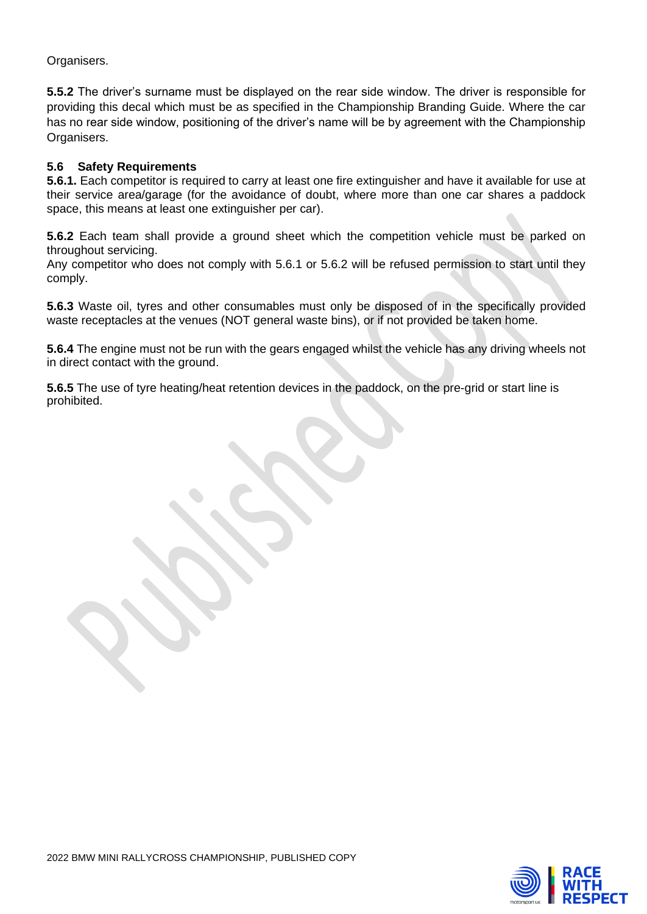Organisers.

**5.5.2** The driver's surname must be displayed on the rear side window. The driver is responsible for providing this decal which must be as specified in the Championship Branding Guide. Where the car has no rear side window, positioning of the driver's name will be by agreement with the Championship Organisers.

### 5.6 Safety Requirements

**5.6.1.** Each competitor is required to carry at least one fire extinguisher and have it available for use at their service area/garage (for the avoidance of doubt, where more than one car shares a paddock space, this means at least one extinguisher per car).

**5.6.2** Each team shall provide a ground sheet which the competition vehicle must be parked on throughout servicing.
Any competitor who does not comply with 5.6.1 or 5.6.2 will be refused permission to start until they comply.

**5.6.3** Waste oil, tyres and other consumables must only be disposed of in the specifically provided waste receptacles at the venues (NOT general waste bins), or if not provided be taken home.

**5.6.4** The engine must not be run with the gears engaged whilst the vehicle has any driving wheels not in direct contact with the ground.

**5.6.5** The use of tyre heating/heat retention devices in the paddock, on the pre-grid or start line is prohibited.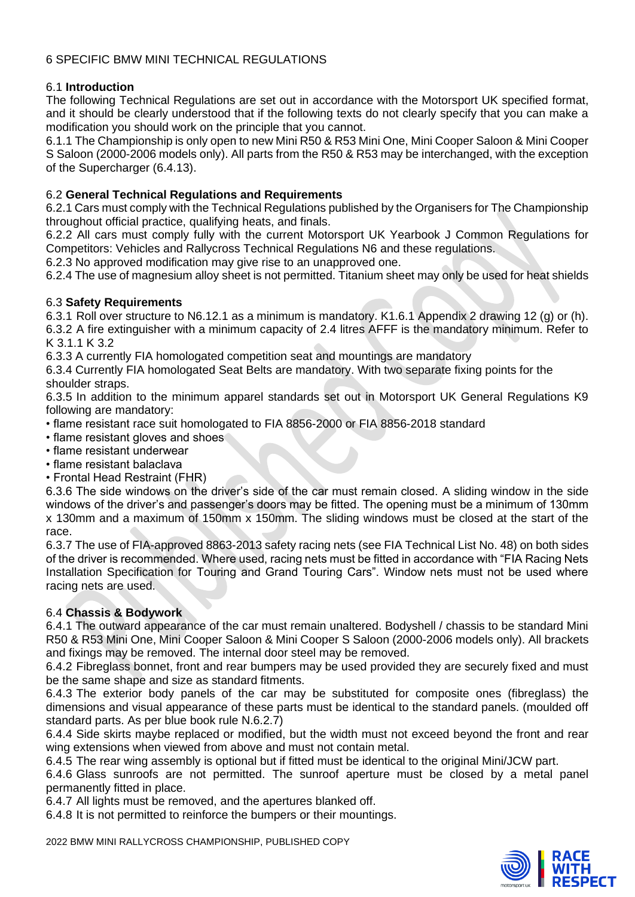# 6 SPECIFIC BMW MINI TECHNICAL REGULATIONS

## 6.1 **Introduction**

The following Technical Regulations are set out in accordance with the Motorsport UK specified format, and it should be clearly understood that if the following texts do not clearly specify that you can make a modification you should work on the principle that you cannot.

6.1.1 The Championship is only open to new Mini R50 & R53 Mini One, Mini Cooper Saloon & Mini Cooper S Saloon (2000-2006 models only). All parts from the R50 & R53 may be interchanged, with the exception of the Supercharger (6.4.13).

## 6.2 **General Technical Regulations and Requirements**

6.2.1 Cars must comply with the Technical Regulations published by the Organisers for The Championship throughout official practice, qualifying heats, and finals.

6.2.2 All cars must comply fully with the current Motorsport UK Yearbook J Common Regulations for Competitors: Vehicles and Rallycross Technical Regulations N6 and these regulations.

6.2.3 No approved modification may give rise to an unapproved one.

6.2.4 The use of magnesium alloy sheet is not permitted. Titanium sheet may only be used for heat shields

## 6.3 **Safety Requirements**

6.3.1 Roll over structure to N6.12.1 as a minimum is mandatory. K1.6.1 Appendix 2 drawing 12 (g) or (h).

6.3.2 A fire extinguisher with a minimum capacity of 2.4 litres AFFF is the mandatory minimum. Refer to K 3.1.1 K 3.2

6.3.3 A currently FIA homologated competition seat and mountings are mandatory

6.3.4 Currently FIA homologated Seat Belts are mandatory. With two separate fixing points for the shoulder straps.

6.3.5 In addition to the minimum apparel standards set out in Motorsport UK General Regulations K9 following are mandatory:

- flame resistant race suit homologated to FIA 8856-2000 or FIA 8856-2018 standard
- flame resistant gloves and shoes
- flame resistant underwear
- flame resistant balaclava
- Frontal Head Restraint (FHR)

6.3.6 The side windows on the driver's side of the car must remain closed. A sliding window in the side windows of the driver's and passenger's doors may be fitted. The opening must be a minimum of 130mm x 130mm and a maximum of 150mm x 150mm. The sliding windows must be closed at the start of the race.

6.3.7 The use of FIA-approved 8863-2013 safety racing nets (see FIA Technical List No. 48) on both sides of the driver is recommended. Where used, racing nets must be fitted in accordance with "FIA Racing Nets Installation Specification for Touring and Grand Touring Cars". Window nets must not be used where racing nets are used.

## 6.4 **Chassis & Bodywork**

6.4.1 The outward appearance of the car must remain unaltered. Bodyshell / chassis to be standard Mini R50 & R53 Mini One, Mini Cooper Saloon & Mini Cooper S Saloon (2000-2006 models only). All brackets and fixings may be removed. The internal door steel may be removed.

6.4.2 Fibreglass bonnet, front and rear bumpers may be used provided they are securely fixed and must be the same shape and size as standard fitments.

6.4.3 The exterior body panels of the car may be substituted for composite ones (fibreglass) the dimensions and visual appearance of these parts must be identical to the standard panels. (moulded off standard parts. As per blue book rule N.6.2.7)

6.4.4 Side skirts maybe replaced or modified, but the width must not exceed beyond the front and rear wing extensions when viewed from above and must not contain metal.

6.4.5 The rear wing assembly is optional but if fitted must be identical to the original Mini/JCW part.

6.4.6 Glass sunroofs are not permitted. The sunroof aperture must be closed by a metal panel permanently fitted in place.

6.4.7 All lights must be removed, and the apertures blanked off.

6.4.8 It is not permitted to reinforce the bumpers or their mountings.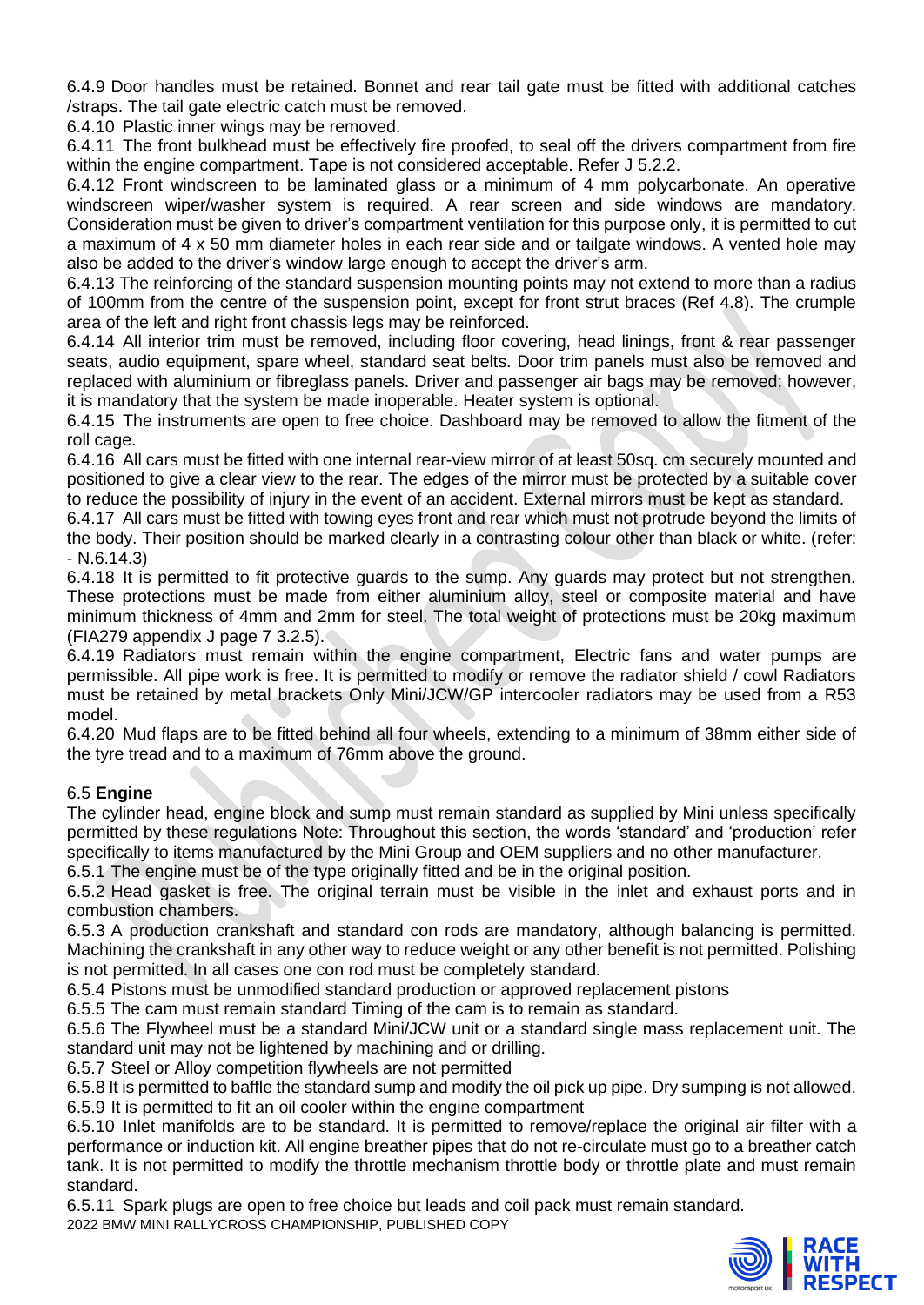6.4.9 Door handles must be retained. Bonnet and rear tail gate must be fitted with additional catches /straps. The tail gate electric catch must be removed.

6.4.10 Plastic inner wings may be removed.

6.4.11 The front bulkhead must be effectively fire proofed, to seal off the drivers compartment from fire within the engine compartment. Tape is not considered acceptable. Refer J 5.2.2.

6.4.12 Front windscreen to be laminated glass or a minimum of 4 mm polycarbonate. An operative windscreen wiper/washer system is required. A rear screen and side windows are mandatory. Consideration must be given to driver's compartment ventilation for this purpose only, it is permitted to cut a maximum of 4 x 50 mm diameter holes in each rear side and or tailgate windows. A vented hole may also be added to the driver's window large enough to accept the driver's arm.

6.4.13 The reinforcing of the standard suspension mounting points may not extend to more than a radius of 100mm from the centre of the suspension point, except for front strut braces (Ref 4.8). The crumple area of the left and right front chassis legs may be reinforced.

6.4.14 All interior trim must be removed, including floor covering, head linings, front & rear passenger seats, audio equipment, spare wheel, standard seat belts. Door trim panels must also be removed and replaced with aluminium or fibreglass panels. Driver and passenger air bags may be removed; however, it is mandatory that the system be made inoperable. Heater system is optional.

6.4.15 The instruments are open to free choice. Dashboard may be removed to allow the fitment of the roll cage.

6.4.16 All cars must be fitted with one internal rear-view mirror of at least 50sq. cm securely mounted and positioned to give a clear view to the rear. The edges of the mirror must be protected by a suitable cover to reduce the possibility of injury in the event of an accident. External mirrors must be kept as standard.

6.4.17 All cars must be fitted with towing eyes front and rear which must not protrude beyond the limits of the body. Their position should be marked clearly in a contrasting colour other than black or white. (refer: - N.6.14.3)

6.4.18 It is permitted to fit protective guards to the sump. Any guards may protect but not strengthen. These protections must be made from either aluminium alloy, steel or composite material and have minimum thickness of 4mm and 2mm for steel. The total weight of protections must be 20kg maximum (FIA279 appendix J page 7 3.2.5).

6.4.19 Radiators must remain within the engine compartment, Electric fans and water pumps are permissible. All pipe work is free. It is permitted to modify or remove the radiator shield / cowl Radiators must be retained by metal brackets Only Mini/JCW/GP intercooler radiators may be used from a R53 model.

6.4.20 Mud flaps are to be fitted behind all four wheels, extending to a minimum of 38mm either side of the tyre tread and to a maximum of 76mm above the ground.

## 6.5 Engine

The cylinder head, engine block and sump must remain standard as supplied by Mini unless specifically permitted by these regulations Note: Throughout this section, the words 'standard' and 'production' refer specifically to items manufactured by the Mini Group and OEM suppliers and no other manufacturer.

6.5.1 The engine must be of the type originally fitted and be in the original position.

6.5.2 Head gasket is free. The original terrain must be visible in the inlet and exhaust ports and in combustion chambers.

6.5.3 A production crankshaft and standard con rods are mandatory, although balancing is permitted. Machining the crankshaft in any other way to reduce weight or any other benefit is not permitted. Polishing is not permitted. In all cases one con rod must be completely standard.

6.5.4 Pistons must be unmodified standard production or approved replacement pistons

6.5.5 The cam must remain standard Timing of the cam is to remain as standard.

6.5.6 The Flywheel must be a standard Mini/JCW unit or a standard single mass replacement unit. The standard unit may not be lightened by machining and or drilling.

6.5.7 Steel or Alloy competition flywheels are not permitted

6.5.8 It is permitted to baffle the standard sump and modify the oil pick up pipe. Dry sumping is not allowed.

6.5.9 It is permitted to fit an oil cooler within the engine compartment

6.5.10 Inlet manifolds are to be standard. It is permitted to remove/replace the original air filter with a performance or induction kit. All engine breather pipes that do not re-circulate must go to a breather catch tank. It is not permitted to modify the throttle mechanism throttle body or throttle plate and must remain standard.

6.5.11 Spark plugs are open to free choice but leads and coil pack must remain standard.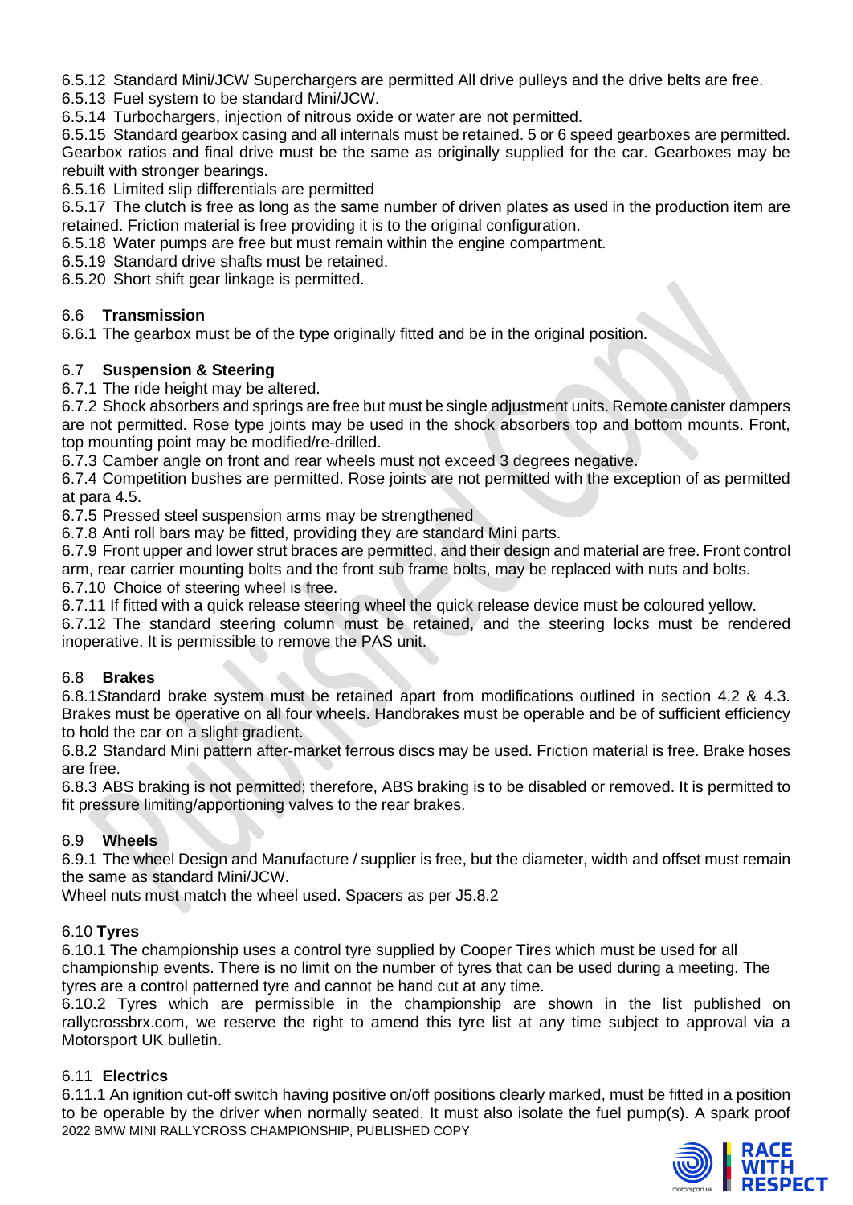6.5.12 Standard Mini/JCW Superchargers are permitted All drive pulleys and the drive belts are free.
6.5.13 Fuel system to be standard Mini/JCW.
6.5.14 Turbochargers, injection of nitrous oxide or water are not permitted.
6.5.15 Standard gearbox casing and all internals must be retained. 5 or 6 speed gearboxes are permitted. Gearbox ratios and final drive must be the same as originally supplied for the car. Gearboxes may be rebuilt with stronger bearings.
6.5.16 Limited slip differentials are permitted
6.5.17 The clutch is free as long as the same number of driven plates as used in the production item are retained. Friction material is free providing it is to the original configuration.
6.5.18 Water pumps are free but must remain within the engine compartment.
6.5.19 Standard drive shafts must be retained.
6.5.20 Short shift gear linkage is permitted.

## 6.6 Transmission

6.6.1 The gearbox must be of the type originally fitted and be in the original position.

## 6.7 Suspension & Steering

6.7.1 The ride height may be altered.
6.7.2 Shock absorbers and springs are free but must be single adjustment units. Remote canister dampers are not permitted. Rose type joints may be used in the shock absorbers top and bottom mounts. Front, top mounting point may be modified/re-drilled.
6.7.3 Camber angle on front and rear wheels must not exceed 3 degrees negative.
6.7.4 Competition bushes are permitted. Rose joints are not permitted with the exception of as permitted at para 4.5.
6.7.5 Pressed steel suspension arms may be strengthened
6.7.8 Anti roll bars may be fitted, providing they are standard Mini parts.
6.7.9 Front upper and lower strut braces are permitted, and their design and material are free. Front control arm, rear carrier mounting bolts and the front sub frame bolts, may be replaced with nuts and bolts.
6.7.10 Choice of steering wheel is free.
6.7.11 If fitted with a quick release steering wheel the quick release device must be coloured yellow.
6.7.12 The standard steering column must be retained, and the steering locks must be rendered inoperative. It is permissible to remove the PAS unit.

## 6.8 Brakes

6.8.1Standard brake system must be retained apart from modifications outlined in section 4.2 & 4.3. Brakes must be operative on all four wheels. Handbrakes must be operable and be of sufficient efficiency to hold the car on a slight gradient.
6.8.2 Standard Mini pattern after-market ferrous discs may be used. Friction material is free. Brake hoses are free.
6.8.3 ABS braking is not permitted; therefore, ABS braking is to be disabled or removed. It is permitted to fit pressure limiting/apportioning valves to the rear brakes.

## 6.9 Wheels

6.9.1 The wheel Design and Manufacture / supplier is free, but the diameter, width and offset must remain the same as standard Mini/JCW.
Wheel nuts must match the wheel used. Spacers as per J5.8.2

## 6.10 Tyres

6.10.1 The championship uses a control tyre supplied by Cooper Tires which must be used for all championship events. There is no limit on the number of tyres that can be used during a meeting. The tyres are a control patterned tyre and cannot be hand cut at any time.
6.10.2 Tyres which are permissible in the championship are shown in the list published on rallycrossbrx.com, we reserve the right to amend this tyre list at any time subject to approval via a Motorsport UK bulletin.

## 6.11 Electrics

6.11.1 An ignition cut-off switch having positive on/off positions clearly marked, must be fitted in a position to be operable by the driver when normally seated. It must also isolate the fuel pump(s). A spark proof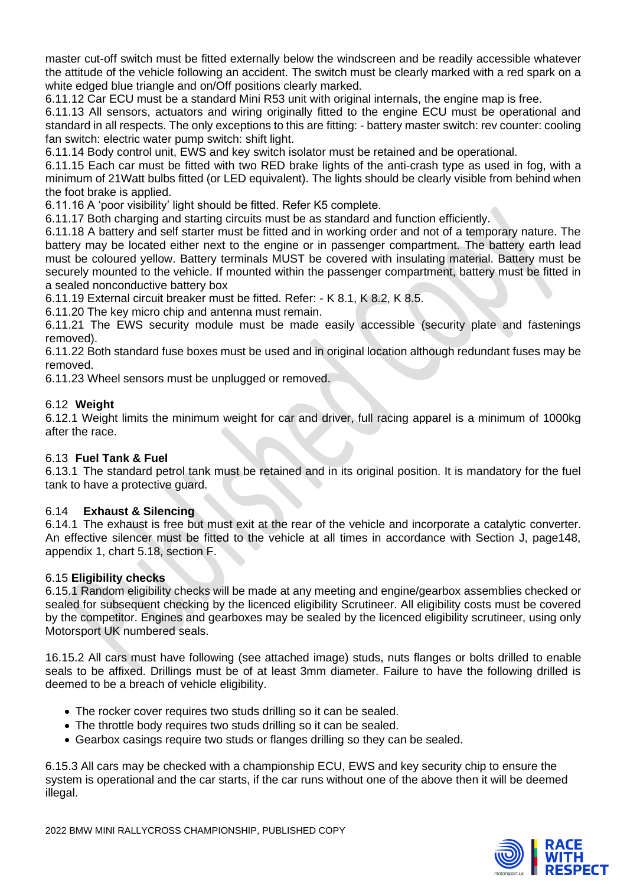master cut-off switch must be fitted externally below the windscreen and be readily accessible whatever the attitude of the vehicle following an accident. The switch must be clearly marked with a red spark on a white edged blue triangle and on/Off positions clearly marked.

6.11.12 Car ECU must be a standard Mini R53 unit with original internals, the engine map is free.

6.11.13 All sensors, actuators and wiring originally fitted to the engine ECU must be operational and standard in all respects. The only exceptions to this are fitting: - battery master switch: rev counter: cooling fan switch: electric water pump switch: shift light.

6.11.14 Body control unit, EWS and key switch isolator must be retained and be operational.

6.11.15 Each car must be fitted with two RED brake lights of the anti-crash type as used in fog, with a minimum of 21Watt bulbs fitted (or LED equivalent). The lights should be clearly visible from behind when the foot brake is applied.

6.11.16 A 'poor visibility' light should be fitted. Refer K5 complete.

6.11.17 Both charging and starting circuits must be as standard and function efficiently.

6.11.18 A battery and self starter must be fitted and in working order and not of a temporary nature. The battery may be located either next to the engine or in passenger compartment. The battery earth lead must be coloured yellow. Battery terminals MUST be covered with insulating material. Battery must be securely mounted to the vehicle. If mounted within the passenger compartment, battery must be fitted in a sealed nonconductive battery box

6.11.19 External circuit breaker must be fitted. Refer: - K 8.1, K 8.2, K 8.5.

6.11.20 The key micro chip and antenna must remain.

6.11.21 The EWS security module must be made easily accessible (security plate and fastenings removed).

6.11.22 Both standard fuse boxes must be used and in original location although redundant fuses may be removed.

6.11.23 Wheel sensors must be unplugged or removed.

## 6.12 Weight

6.12.1 Weight limits the minimum weight for car and driver, full racing apparel is a minimum of 1000kg after the race.

## 6.13 Fuel Tank & Fuel

6.13.1 The standard petrol tank must be retained and in its original position. It is mandatory for the fuel tank to have a protective guard.

## 6.14 Exhaust & Silencing

6.14.1 The exhaust is free but must exit at the rear of the vehicle and incorporate a catalytic converter. An effective silencer must be fitted to the vehicle at all times in accordance with Section J, page148, appendix 1, chart 5.18, section F.

## 6.15 Eligibility checks

6.15.1 Random eligibility checks will be made at any meeting and engine/gearbox assemblies checked or sealed for subsequent checking by the licenced eligibility Scrutineer. All eligibility costs must be covered by the competitor. Engines and gearboxes may be sealed by the licenced eligibility scrutineer, using only Motorsport UK numbered seals.

16.15.2 All cars must have following (see attached image) studs, nuts flanges or bolts drilled to enable seals to be affixed. Drillings must be of at least 3mm diameter. Failure to have the following drilled is deemed to be a breach of vehicle eligibility.

- The rocker cover requires two studs drilling so it can be sealed.
- The throttle body requires two studs drilling so it can be sealed.
- Gearbox casings require two studs or flanges drilling so they can be sealed.

6.15.3 All cars may be checked with a championship ECU, EWS and key security chip to ensure the system is operational and the car starts, if the car runs without one of the above then it will be deemed illegal.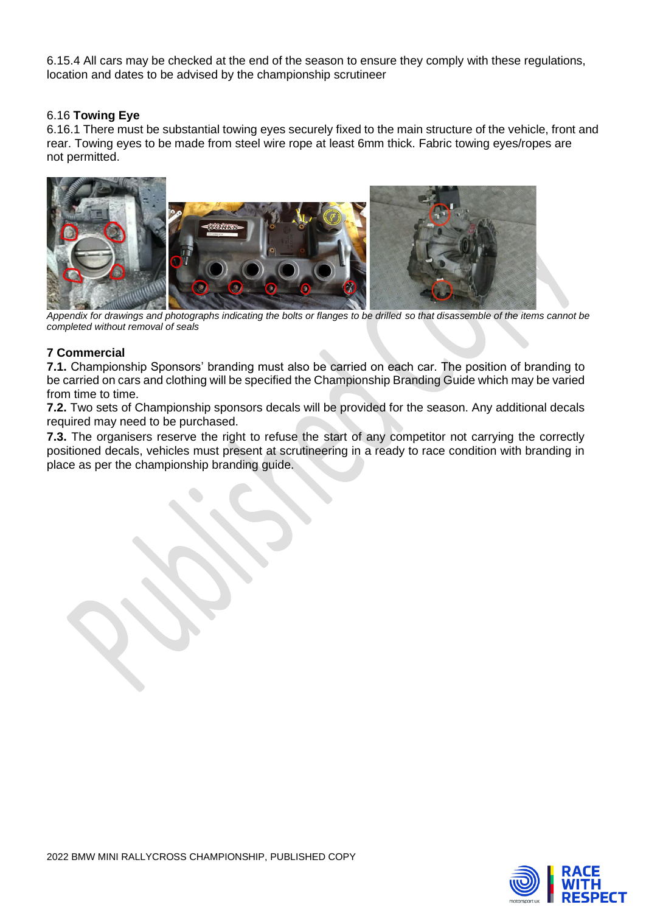6.15.4 All cars may be checked at the end of the season to ensure they comply with these regulations, location and dates to be advised by the championship scrutineer

6.16 **Towing Eye**

6.16.1 There must be substantial towing eyes securely fixed to the main structure of the vehicle, front and rear. Towing eyes to be made from steel wire rope at least 6mm thick. Fabric towing eyes/ropes are not permitted.

*Appendix for drawings and photographs indicating the bolts or flanges to be drilled so that disassemble of the items cannot be completed without removal of seals*

## 7 Commercial

**7.1.** Championship Sponsors' branding must also be carried on each car. The position of branding to be carried on cars and clothing will be specified the Championship Branding Guide which may be varied from time to time.

**7.2.** Two sets of Championship sponsors decals will be provided for the season. Any additional decals required may need to be purchased.

**7.3.** The organisers reserve the right to refuse the start of any competitor not carrying the correctly positioned decals, vehicles must present at scrutineering in a ready to race condition with branding in place as per the championship branding guide.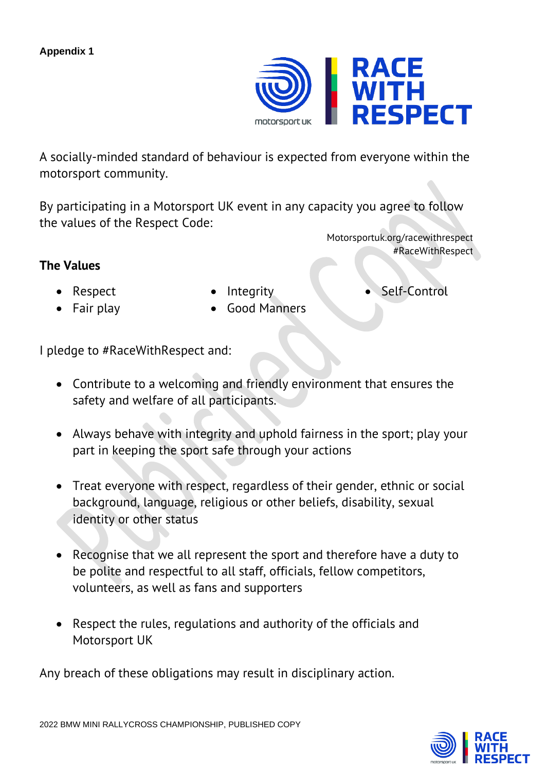**Appendix 1**

RACE WITH RESPECT

A socially-minded standard of behaviour is expected from everyone within the motorsport community.

By participating in a Motorsport UK event in any capacity you agree to follow the values of the Respect Code:

Motorsportuk.org/racewithrespect
#RaceWithRespect

## The Values

- Respect
- Fair play
- Integrity
- Good Manners
- Self-Control

I pledge to #RaceWithRespect and:

- Contribute to a welcoming and friendly environment that ensures the safety and welfare of all participants.

- Always behave with integrity and uphold fairness in the sport; play your part in keeping the sport safe through your actions

- Treat everyone with respect, regardless of their gender, ethnic or social background, language, religious or other beliefs, disability, sexual identity or other status

- Recognise that we all represent the sport and therefore have a duty to be polite and respectful to all staff, officials, fellow competitors, volunteers, as well as fans and supporters

- Respect the rules, regulations and authority of the officials and Motorsport UK

Any breach of these obligations may result in disciplinary action.